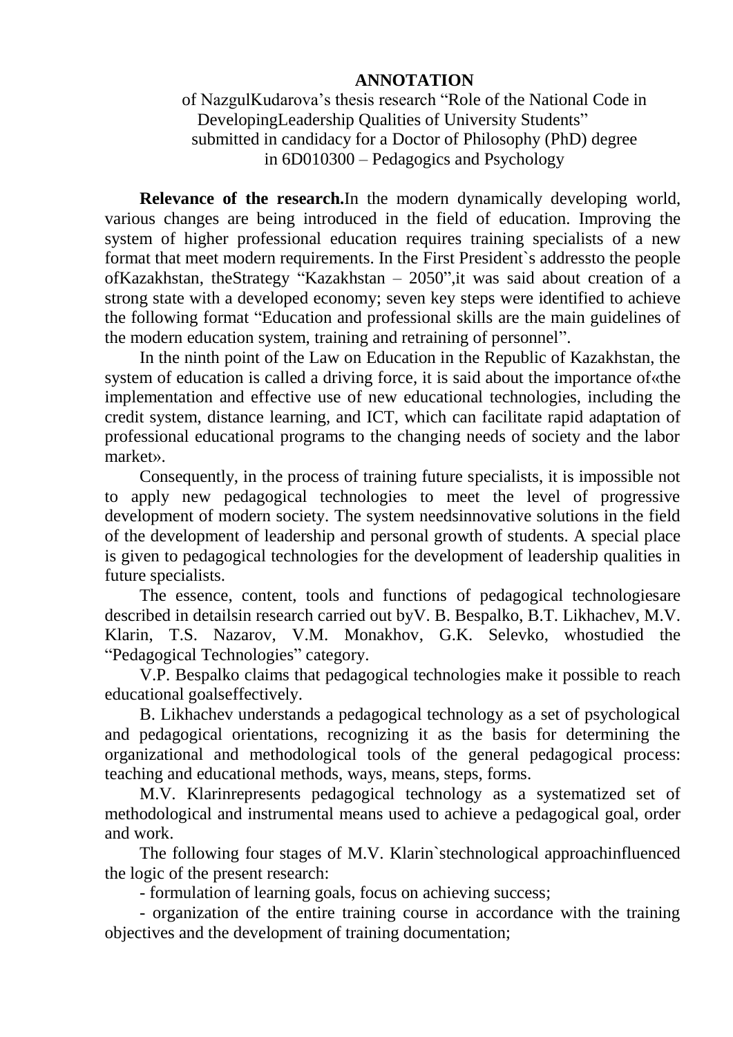**ANNOTATION**

of NazgulKudarova's thesis research "Role of the National Code in DevelopingLeadership Qualities of University Students" submitted in candidacy for a Doctor of Philosophy (PhD) degree in 6D010300 – Pedagogics and Psychology

**Relevance of the research.**In the modern dynamically developing world, various changes are being introduced in the field of education. Improving the system of higher professional education requires training specialists of a new format that meet modern requirements. In the First President`s addressto the people ofKazakhstan, theStrategy "Kazakhstan – 2050",it was said about creation of a strong state with a developed economy; seven key steps were identified to achieve the following format "Education and professional skills are the main guidelines of the modern education system, training and retraining of personnel".

In the ninth point of the Law on Education in the Republic of Kazakhstan, the system of education is called a driving force, it is said about the importance of«the implementation and effective use of new educational technologies, including the credit system, distance learning, and ICT, which can facilitate rapid adaptation of professional educational programs to the changing needs of society and the labor market».

Consequently, in the process of training future specialists, it is impossible not to apply new pedagogical technologies to meet the level of progressive development of modern society. The system needsinnovative solutions in the field of the development of leadership and personal growth of students. A special place is given to pedagogical technologies for the development of leadership qualities in future specialists.

The essence, content, tools and functions of pedagogical technologiesare described in detailsin research carried out byV. B. Bespalko, B.T. Likhachev, M.V. Klarin, T.S. Nazarov, V.M. Monakhov, G.K. Selevko, whostudied the "Pedagogical Technologies" category.

V.P. Bespalko claims that pedagogical technologies make it possible to reach educational goalseffectively.

B. Likhachev understands a pedagogical technology as a set of psychological and pedagogical orientations, recognizing it as the basis for determining the organizational and methodological tools of the general pedagogical process: teaching and educational methods, ways, means, steps, forms.

M.V. Klarinrepresents pedagogical technology as a systematized set of methodological and instrumental means used to achieve a pedagogical goal, order and work.

The following four stages of M.V. Klarin`stechnological approachinfluenced the logic of the present research:

- formulation of learning goals, focus on achieving success;
- organization of the entire training course in accordance with the training objectives and the development of training documentation;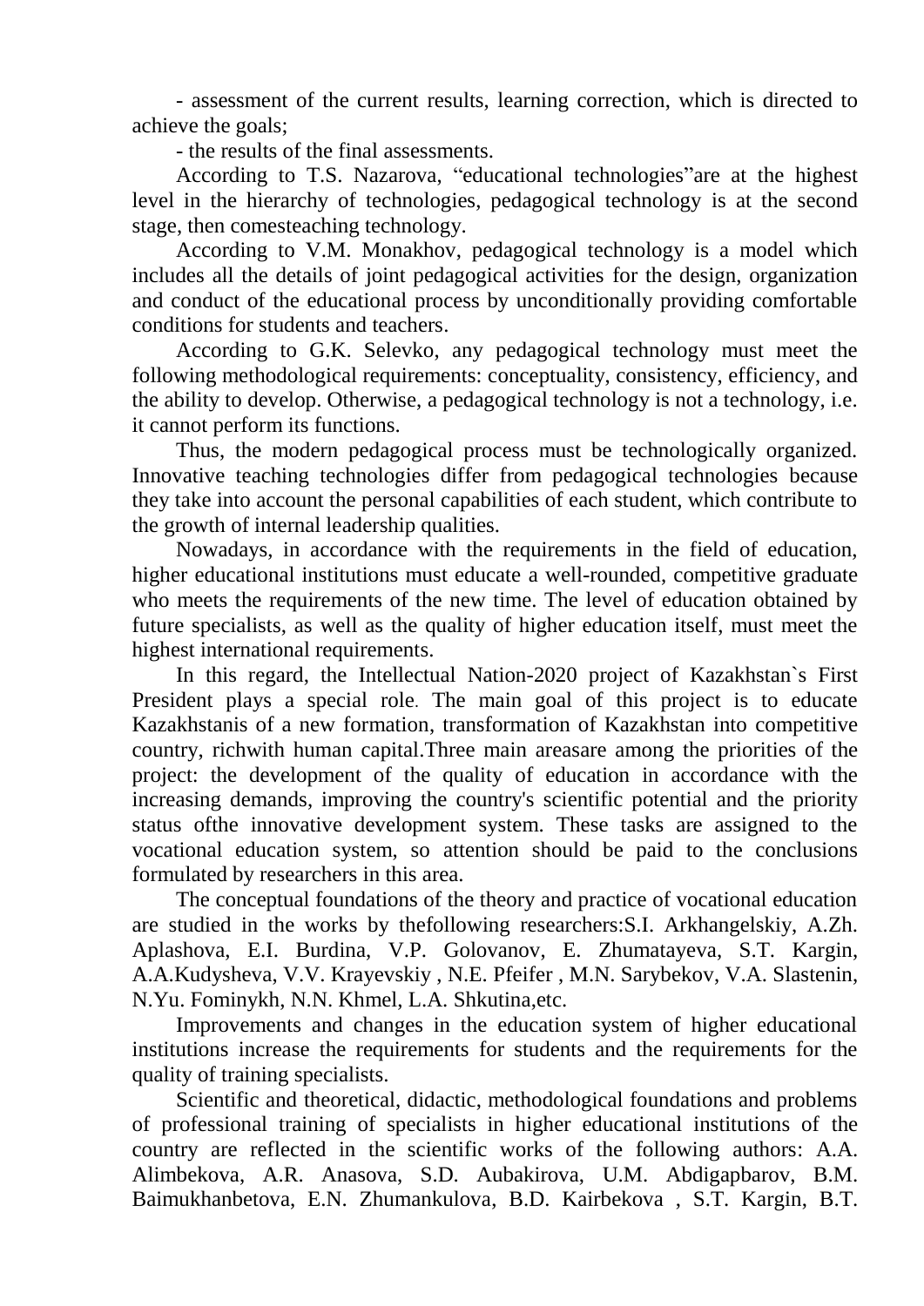- assessment of the current results, learning correction, which is directed to achieve the goals;

- the results of the final assessments.

According to T.S. Nazarova, "educational technologies"are at the highest level in the hierarchy of technologies, pedagogical technology is at the second stage, then comesteaching technology.

According to V.M. Monakhov, pedagogical technology is a model which includes all the details of joint pedagogical activities for the design, organization and conduct of the educational process by unconditionally providing comfortable conditions for students and teachers.

According to G.K. Selevko, any pedagogical technology must meet the following methodological requirements: conceptuality, consistency, efficiency, and the ability to develop. Otherwise, a pedagogical technology is not a technology, i.e. it cannot perform its functions.

Thus, the modern pedagogical process must be technologically organized. Innovative teaching technologies differ from pedagogical technologies because they take into account the personal capabilities of each student, which contribute to the growth of internal leadership qualities.

Nowadays, in accordance with the requirements in the field of education, higher educational institutions must educate a well-rounded, competitive graduate who meets the requirements of the new time. The level of education obtained by future specialists, as well as the quality of higher education itself, must meet the highest international requirements.

In this regard, the Intellectual Nation-2020 project of Kazakhstan`s First President plays a special role. The main goal of this project is to educate Kazakhstanis of a new formation, transformation of Kazakhstan into competitive country, richwith human capital.Three main areasare among the priorities of the project: the development of the quality of education in accordance with the increasing demands, improving the country's scientific potential and the priority status ofthe innovative development system. These tasks are assigned to the vocational education system, so attention should be paid to the conclusions formulated by researchers in this area.

The conceptual foundations of the theory and practice of vocational education are studied in the works by thefollowing researchers:S.I. Arkhangelskiy, A.Zh. Aplashova, E.I. Burdina, V.P. Golovanov, E. Zhumatayeva, S.T. Kargin, A.A.Kudysheva, V.V. Krayevskiy , N.E. Pfeifer , M.N. Sarybekov, V.A. Slastenin, N.Yu. Fominykh, N.N. Khmel, L.A. Shkutina,etc.

Improvements and changes in the education system of higher educational institutions increase the requirements for students and the requirements for the quality of training specialists.

Scientific and theoretical, didactic, methodological foundations and problems of professional training of specialists in higher educational institutions of the country are reflected in the scientific works of the following authors: A.A. Alimbekova, A.R. Anasova, S.D. Aubakirova, U.M. Abdigapbarov, B.M. Baimukhanbetova, E.N. Zhumankulova, B.D. Kairbekova , S.T. Kargin, B.T.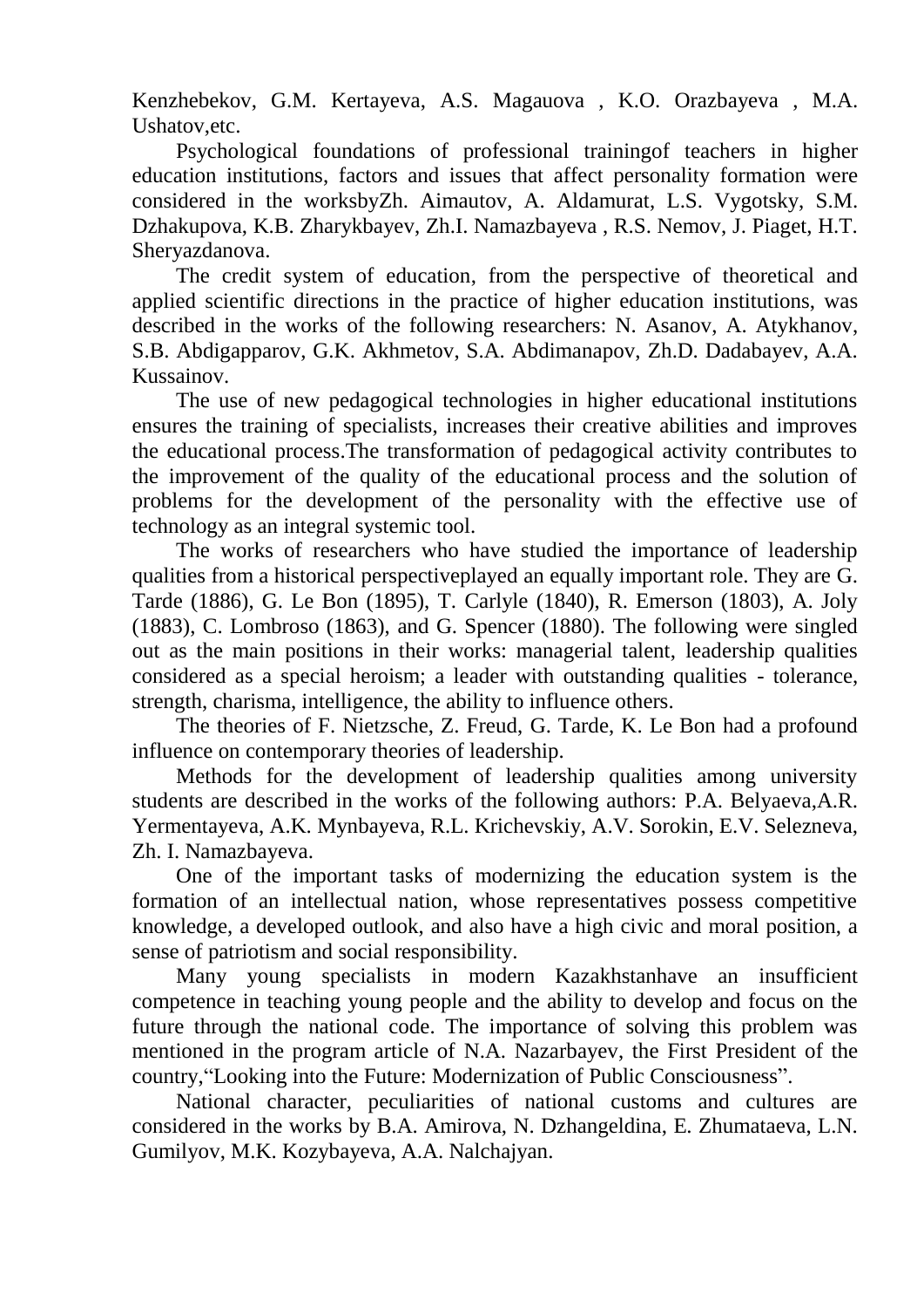Kenzhebekov, G.M. Kertayeva, A.S. Magauova , K.O. Orazbayeva , M.A. Ushatov,etc.

Psychological foundations of professional trainingof teachers in higher education institutions, factors and issues that affect personality formation were considered in the worksbyZh. Aimautov, A. Aldamurat, L.S. Vygotsky, S.M. Dzhakupova, K.B. Zharykbayev, Zh.I. Namazbayeva , R.S. Nemov, J. Piaget, H.T. Sheryazdanova.

The credit system of education, from the perspective of theoretical and applied scientific directions in the practice of higher education institutions, was described in the works of the following researchers: N. Asanov, A. Atykhanov, S.B. Abdigapparov, G.K. Akhmetov, S.A. Abdimanapov, Zh.D. Dadabayev, A.A. Kussainov.

The use of new pedagogical technologies in higher educational institutions ensures the training of specialists, increases their creative abilities and improves the educational process.The transformation of pedagogical activity contributes to the improvement of the quality of the educational process and the solution of problems for the development of the personality with the effective use of technology as an integral systemic tool.

The works of researchers who have studied the importance of leadership qualities from a historical perspectiveplayed an equally important role. They are G. Tarde (1886), G. Le Bon (1895), T. Carlyle (1840), R. Emerson (1803), A. Joly (1883), C. Lombroso (1863), and G. Spencer (1880). The following were singled out as the main positions in their works: managerial talent, leadership qualities considered as a special heroism; a leader with outstanding qualities - tolerance, strength, charisma, intelligence, the ability to influence others.

The theories of F. Nietzsche, Z. Freud, G. Tarde, K. Le Bon had a profound influence on contemporary theories of leadership.

Methods for the development of leadership qualities among university students are described in the works of the following authors: P.A. Belyaeva,A.R. Yermentayeva, A.K. Mynbayeva, R.L. Krichevskiy, A.V. Sorokin, E.V. Selezneva, Zh. I. Namazbayeva.

One of the important tasks of modernizing the education system is the formation of an intellectual nation, whose representatives possess competitive knowledge, a developed outlook, and also have a high civic and moral position, a sense of patriotism and social responsibility.

Many young specialists in modern Kazakhstanhave an insufficient competence in teaching young people and the ability to develop and focus on the future through the national code. The importance of solving this problem was mentioned in the program article of N.A. Nazarbayev, the First President of the country,"Looking into the Future: Modernization of Public Consciousness".

National character, peculiarities of national customs and cultures are considered in the works by B.A. Amirova, N. Dzhangeldina, E. Zhumataeva, L.N. Gumilyov, M.K. Kozybayeva, A.A. Nalchajyan.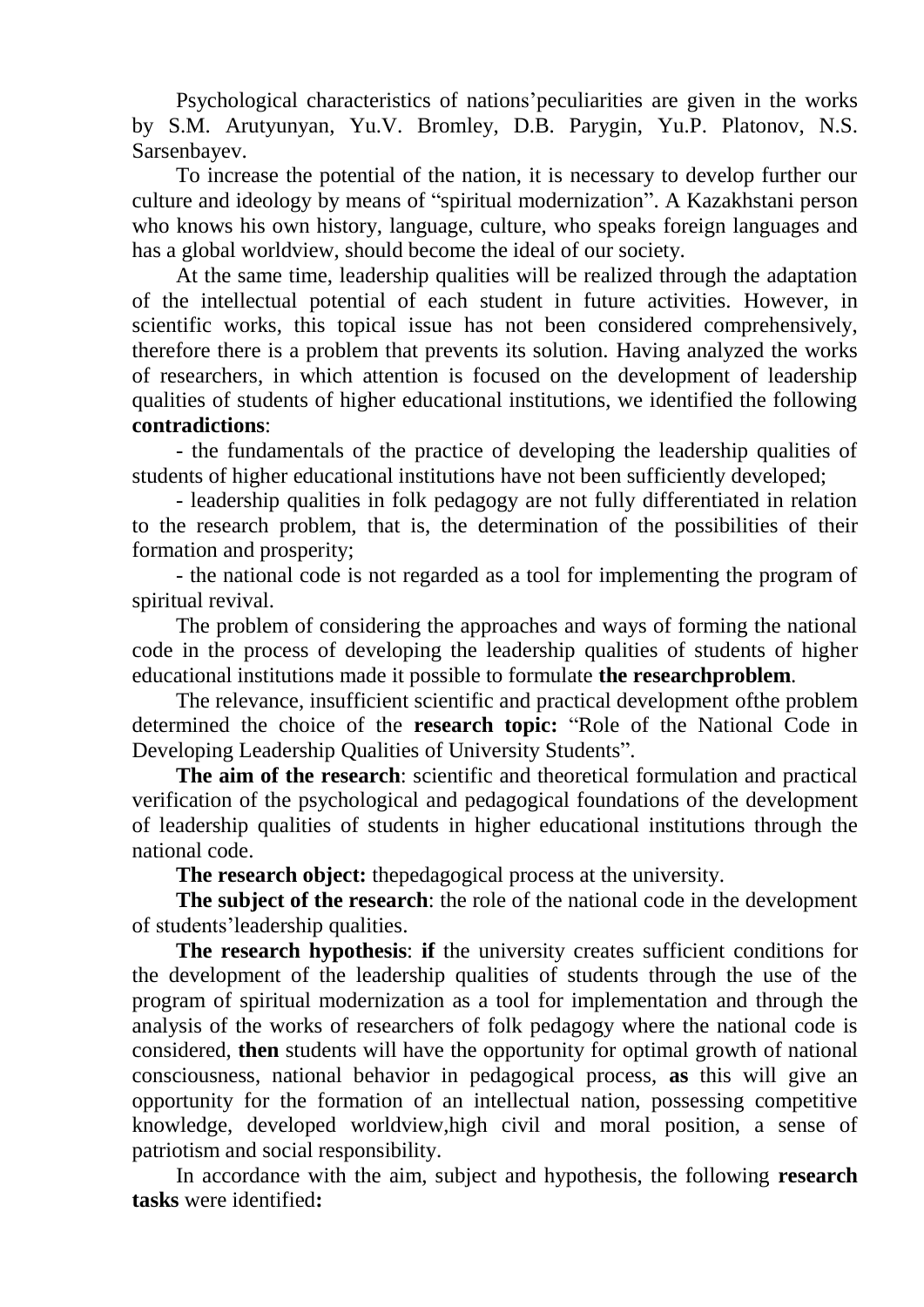Psychological characteristics of nations'peculiarities are given in the works by S.M. Arutyunyan, Yu.V. Bromley, D.B. Parygin, Yu.P. Platonov, N.S. Sarsenbayev.

To increase the potential of the nation, it is necessary to develop further our culture and ideology by means of "spiritual modernization". A Kazakhstani person who knows his own history, language, culture, who speaks foreign languages and has a global worldview, should become the ideal of our society.

At the same time, leadership qualities will be realized through the adaptation of the intellectual potential of each student in future activities. However, in scientific works, this topical issue has not been considered comprehensively, therefore there is a problem that prevents its solution. Having analyzed the works of researchers, in which attention is focused on the development of leadership qualities of students of higher educational institutions, we identified the following **contradictions**:

- the fundamentals of the practice of developing the leadership qualities of students of higher educational institutions have not been sufficiently developed;
- leadership qualities in folk pedagogy are not fully differentiated in relation to the research problem, that is, the determination of the possibilities of their formation and prosperity;
- the national code is not regarded as a tool for implementing the program of spiritual revival.

The problem of considering the approaches and ways of forming the national code in the process of developing the leadership qualities of students of higher educational institutions made it possible to formulate **the researchproblem**.

The relevance, insufficient scientific and practical development ofthe problem determined the choice of the **research topic:** "Role of the National Code in Developing Leadership Qualities of University Students".

**The aim of the research**: scientific and theoretical formulation and practical verification of the psychological and pedagogical foundations of the development of leadership qualities of students in higher educational institutions through the national code.

**The research object:** thepedagogical process at the university.

**The subject of the research**: the role of the national code in the development of students'leadership qualities.

**The research hypothesis**: **if** the university creates sufficient conditions for the development of the leadership qualities of students through the use of the program of spiritual modernization as a tool for implementation and through the analysis of the works of researchers of folk pedagogy where the national code is considered, **then** students will have the opportunity for optimal growth of national consciousness, national behavior in pedagogical process, **as** this will give an opportunity for the formation of an intellectual nation, possessing competitive knowledge, developed worldview,high civil and moral position, a sense of patriotism and social responsibility.

In accordance with the aim, subject and hypothesis, the following **research tasks** were identified**:**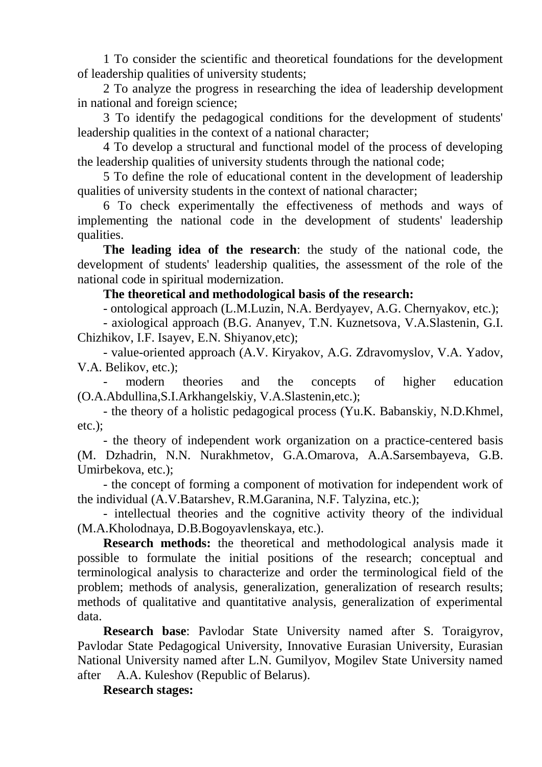1 To consider the scientific and theoretical foundations for the development of leadership qualities of university students;

2 To analyze the progress in researching the idea of leadership development in national and foreign science;

3 To identify the pedagogical conditions for the development of students' leadership qualities in the context of a national character;

4 To develop a structural and functional model of the process of developing the leadership qualities of university students through the national code;

5 To define the role of educational content in the development of leadership qualities of university students in the context of national character;

6 To check experimentally the effectiveness of methods and ways of implementing the national code in the development of students' leadership qualities.

**The leading idea of the research**: the study of the national code, the development of students' leadership qualities, the assessment of the role of the national code in spiritual modernization.

**The theoretical and methodological basis of the research:**

- ontological approach (L.M.Luzin, N.A. Berdyayev, A.G. Chernyakov, etc.);
- axiological approach (B.G. Ananyev, T.N. Kuznetsova, V.A.Slastenin, G.I. Chizhikov, I.F. Isayev, E.N. Shiyanov,etc);
- value-oriented approach (A.V. Kiryakov, A.G. Zdravomyslov, V.A. Yadov, V.A. Belikov, etc.);
- modern theories and the concepts of higher education (O.A.Abdullina,S.I.Arkhangelskiy, V.A.Slastenin,etc.);
- the theory of a holistic pedagogical process (Yu.K. Babanskiy, N.D.Khmel, etc.);
- the theory of independent work organization on a practice-centered basis (M. Dzhadrin, N.N. Nurakhmetov, G.A.Omarova, A.A.Sarsembayeva, G.B. Umirbekova, etc.);
- the concept of forming a component of motivation for independent work of the individual (A.V.Batarshev, R.M.Garanina, N.F. Talyzina, etc.);
- intellectual theories and the cognitive activity theory of the individual (M.A.Kholodnaya, D.B.Bogoyavlenskaya, etc.).

**Research methods:** the theoretical and methodological analysis made it possible to formulate the initial positions of the research; conceptual and terminological analysis to characterize and order the terminological field of the problem; methods of analysis, generalization, generalization of research results; methods of qualitative and quantitative analysis, generalization of experimental data.

**Research base**: Pavlodar State University named after S. Toraigyrov, Pavlodar State Pedagogical University, Innovative Eurasian University, Eurasian National University named after L.N. Gumilyov, Mogilev State University named after A.A. Kuleshov (Republic of Belarus).

**Research stages:**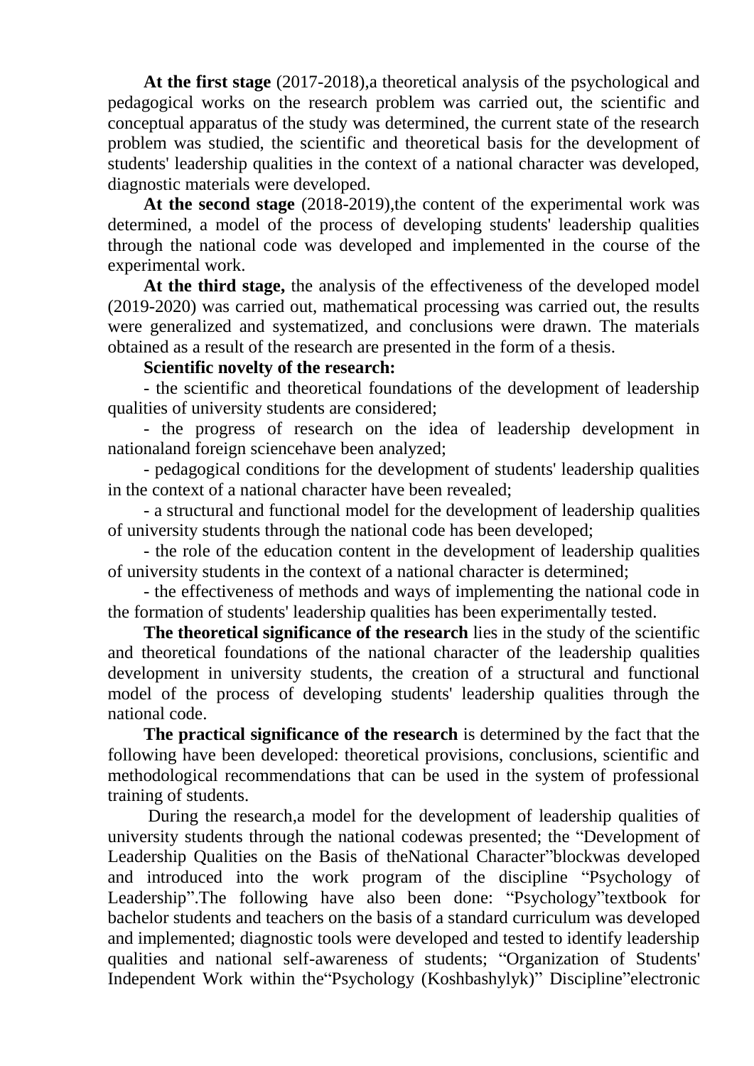**At the first stage** (2017-2018),a theoretical analysis of the psychological and pedagogical works on the research problem was carried out, the scientific and conceptual apparatus of the study was determined, the current state of the research problem was studied, the scientific and theoretical basis for the development of students' leadership qualities in the context of a national character was developed, diagnostic materials were developed.

**At the second stage** (2018-2019),the content of the experimental work was determined, a model of the process of developing students' leadership qualities through the national code was developed and implemented in the course of the experimental work.

**At the third stage,** the analysis of the effectiveness of the developed model (2019-2020) was carried out, mathematical processing was carried out, the results were generalized and systematized, and conclusions were drawn. The materials obtained as a result of the research are presented in the form of a thesis.

**Scientific novelty of the research:**

- the scientific and theoretical foundations of the development of leadership qualities of university students are considered;
- the progress of research on the idea of leadership development in nationaland foreign sciencehave been analyzed;
- pedagogical conditions for the development of students' leadership qualities in the context of a national character have been revealed;
- a structural and functional model for the development of leadership qualities of university students through the national code has been developed;
- the role of the education content in the development of leadership qualities of university students in the context of a national character is determined;
- the effectiveness of methods and ways of implementing the national code in the formation of students' leadership qualities has been experimentally tested.

**The theoretical significance of the research** lies in the study of the scientific and theoretical foundations of the national character of the leadership qualities development in university students, the creation of a structural and functional model of the process of developing students' leadership qualities through the national code.

**The practical significance of the research** is determined by the fact that the following have been developed: theoretical provisions, conclusions, scientific and methodological recommendations that can be used in the system of professional training of students.

During the research,a model for the development of leadership qualities of university students through the national codewas presented; the "Development of Leadership Qualities on the Basis of theNational Character"blockwas developed and introduced into the work program of the discipline "Psychology of Leadership".The following have also been done: "Psychology"textbook for bachelor students and teachers on the basis of a standard curriculum was developed and implemented; diagnostic tools were developed and tested to identify leadership qualities and national self-awareness of students; "Organization of Students' Independent Work within the"Psychology (Koshbashylyk)" Discipline"electronic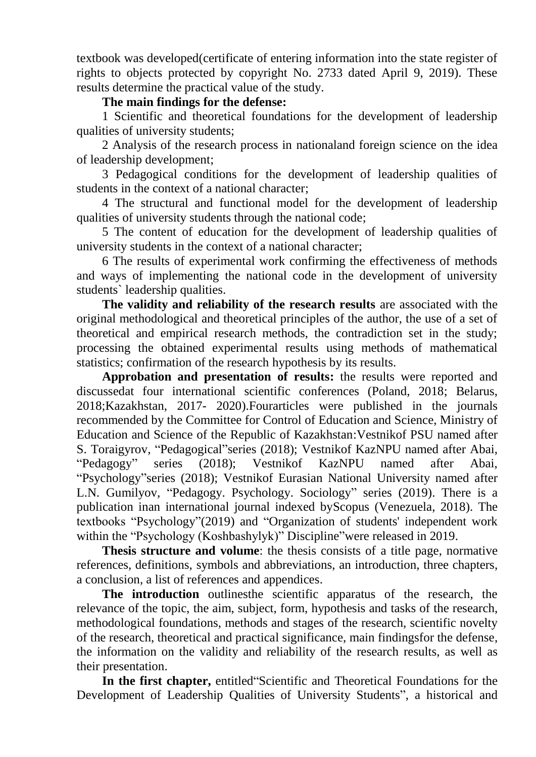textbook was developed(certificate of entering information into the state register of rights to objects protected by copyright No. 2733 dated April 9, 2019). These results determine the practical value of the study.

**The main findings for the defense:**

1 Scientific and theoretical foundations for the development of leadership qualities of university students;

2 Analysis of the research process in nationaland foreign science on the idea of leadership development;

3 Pedagogical conditions for the development of leadership qualities of students in the context of a national character;

4 The structural and functional model for the development of leadership qualities of university students through the national code;

5 The content of education for the development of leadership qualities of university students in the context of a national character;

6 The results of experimental work confirming the effectiveness of methods and ways of implementing the national code in the development of university students` leadership qualities.

**The validity and reliability of the research results** are associated with the original methodological and theoretical principles of the author, the use of a set of theoretical and empirical research methods, the contradiction set in the study; processing the obtained experimental results using methods of mathematical statistics; confirmation of the research hypothesis by its results.

**Approbation and presentation of results:** the results were reported and discussedat four international scientific conferences (Poland, 2018; Belarus, 2018;Kazakhstan, 2017- 2020).Fourarticles were published in the journals recommended by the Committee for Control of Education and Science, Ministry of Education and Science of the Republic of Kazakhstan:Vestnikof PSU named after S. Toraigyrov, "Pedagogical"series (2018); Vestnikof KazNPU named after Abai, "Pedagogy" series (2018); Vestnikof KazNPU named after Abai, "Psychology"series (2018); Vestnikof Eurasian National University named after L.N. Gumilyov, "Pedagogy. Psychology. Sociology" series (2019). There is a publication inan international journal indexed byScopus (Venezuela, 2018). The textbooks "Psychology"(2019) and "Organization of students' independent work within the "Psychology (Koshbashylyk)" Discipline"were released in 2019.

**Thesis structure and volume**: the thesis consists of a title page, normative references, definitions, symbols and abbreviations, an introduction, three chapters, a conclusion, a list of references and appendices.

**The introduction** outlinesthe scientific apparatus of the research, the relevance of the topic, the aim, subject, form, hypothesis and tasks of the research, methodological foundations, methods and stages of the research, scientific novelty of the research, theoretical and practical significance, main findingsfor the defense, the information on the validity and reliability of the research results, as well as their presentation.

**In the first chapter,** entitled"Scientific and Theoretical Foundations for the Development of Leadership Qualities of University Students", a historical and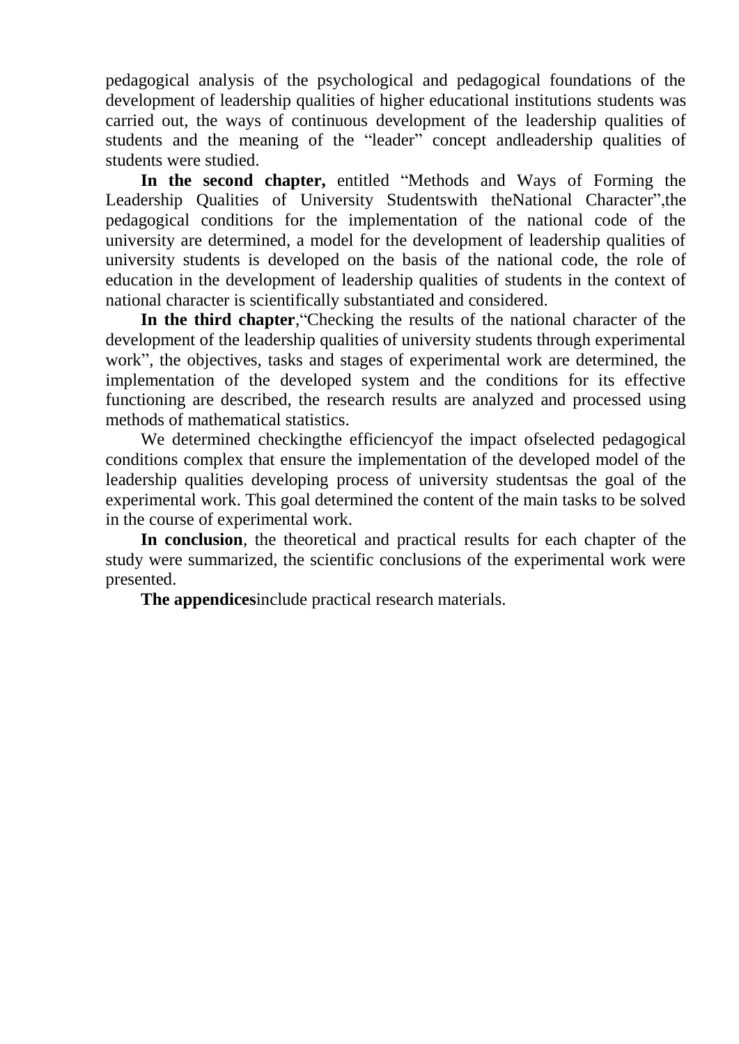pedagogical analysis of the psychological and pedagogical foundations of the development of leadership qualities of higher educational institutions students was carried out, the ways of continuous development of the leadership qualities of students and the meaning of the “leader” concept andleadership qualities of students were studied.

**In the second chapter,** entitled “Methods and Ways of Forming the Leadership Qualities of University Studentswith theNational Character”,the pedagogical conditions for the implementation of the national code of the university are determined, a model for the development of leadership qualities of university students is developed on the basis of the national code, the role of education in the development of leadership qualities of students in the context of national character is scientifically substantiated and considered.

**In the third chapter**,“Checking the results of the national character of the development of the leadership qualities of university students through experimental work”, the objectives, tasks and stages of experimental work are determined, the implementation of the developed system and the conditions for its effective functioning are described, the research results are analyzed and processed using methods of mathematical statistics.

We determined checkingthe efficiencyof the impact ofselected pedagogical conditions complex that ensure the implementation of the developed model of the leadership qualities developing process of university studentsas the goal of the experimental work. This goal determined the content of the main tasks to be solved in the course of experimental work.

**In conclusion**, the theoretical and practical results for each chapter of the study were summarized, the scientific conclusions of the experimental work were presented.

**The appendices**include practical research materials.